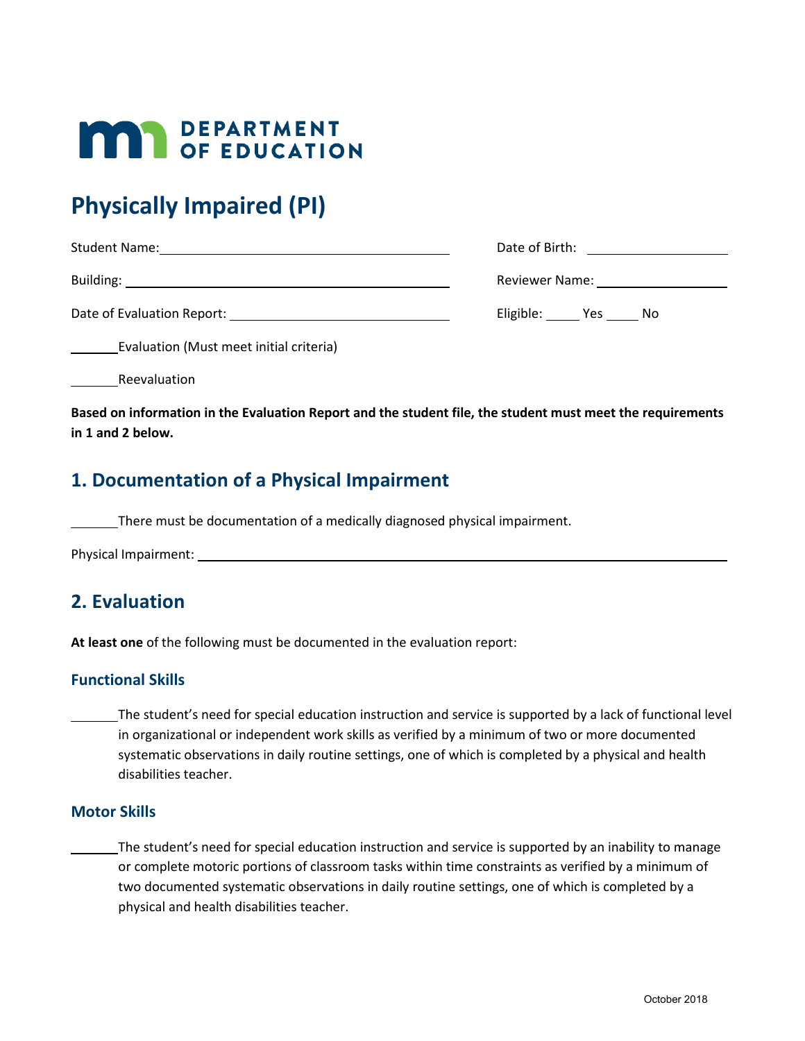MN DEPARTMENT OF EDUCATION

# Physically Impaired (PI)

Student Name: ________________________________ Date of Birth: ________________

Building: ________________________________ Reviewer Name: ________________

Date of Evaluation Report: ________________________ Eligible: _____ Yes _____ No

_______ Evaluation (Must meet initial criteria)

_______ Reevaluation

**Based on information in the Evaluation Report and the student file, the student must meet the requirements in 1 and 2 below.**

## 1. Documentation of a Physical Impairment

_______ There must be documentation of a medically diagnosed physical impairment.

Physical Impairment: ________________________________________________

## 2. Evaluation

**At least one** of the following must be documented in the evaluation report:

### Functional Skills

_______ The student's need for special education instruction and service is supported by a lack of functional level in organizational or independent work skills as verified by a minimum of two or more documented systematic observations in daily routine settings, one of which is completed by a physical and health disabilities teacher.

### Motor Skills

_______ The student's need for special education instruction and service is supported by an inability to manage or complete motoric portions of classroom tasks within time constraints as verified by a minimum of two documented systematic observations in daily routine settings, one of which is completed by a physical and health disabilities teacher.

October 2018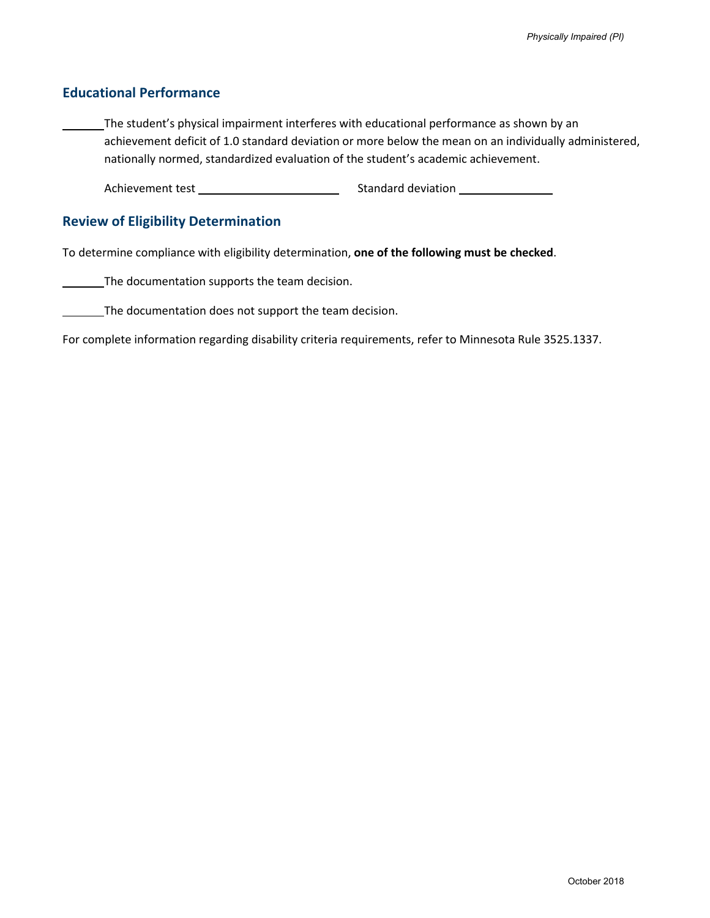## Educational Performance

_______ The student's physical impairment interferes with educational performance as shown by an achievement deficit of 1.0 standard deviation or more below the mean on an individually administered, nationally normed, standardized evaluation of the student's academic achievement.

Achievement test ______________________ Standard deviation _______________

## Review of Eligibility Determination

To determine compliance with eligibility determination, **one of the following must be checked**.

_______ The documentation supports the team decision.

_______ The documentation does not support the team decision.

For complete information regarding disability criteria requirements, refer to Minnesota Rule 3525.1337.